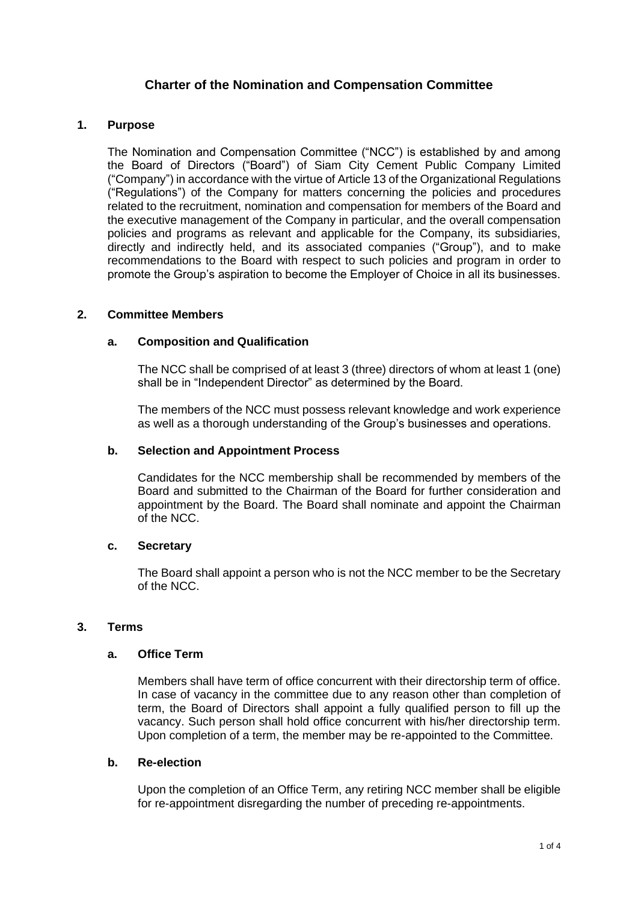# Charter of the Nomination and Compensation Committee

## 1. Purpose

The Nomination and Compensation Committee ("NCC") is established by and among the Board of Directors ("Board") of Siam City Cement Public Company Limited ("Company") in accordance with the virtue of Article 13 of the Organizational Regulations ("Regulations") of the Company for matters concerning the policies and procedures related to the recruitment, nomination and compensation for members of the Board and the executive management of the Company in particular, and the overall compensation policies and programs as relevant and applicable for the Company, its subsidiaries, directly and indirectly held, and its associated companies ("Group"), and to make recommendations to the Board with respect to such policies and program in order to promote the Group's aspiration to become the Employer of Choice in all its businesses.

## 2. Committee Members

### a. Composition and Qualification

The NCC shall be comprised of at least 3 (three) directors of whom at least 1 (one) shall be in "Independent Director" as determined by the Board.

The members of the NCC must possess relevant knowledge and work experience as well as a thorough understanding of the Group's businesses and operations.

### b. Selection and Appointment Process

Candidates for the NCC membership shall be recommended by members of the Board and submitted to the Chairman of the Board for further consideration and appointment by the Board. The Board shall nominate and appoint the Chairman of the NCC.

### c. Secretary

The Board shall appoint a person who is not the NCC member to be the Secretary of the NCC.

## 3. Terms

### a. Office Term

Members shall have term of office concurrent with their directorship term of office. In case of vacancy in the committee due to any reason other than completion of term, the Board of Directors shall appoint a fully qualified person to fill up the vacancy. Such person shall hold office concurrent with his/her directorship term. Upon completion of a term, the member may be re-appointed to the Committee.

### b. Re-election

Upon the completion of an Office Term, any retiring NCC member shall be eligible for re-appointment disregarding the number of preceding re-appointments.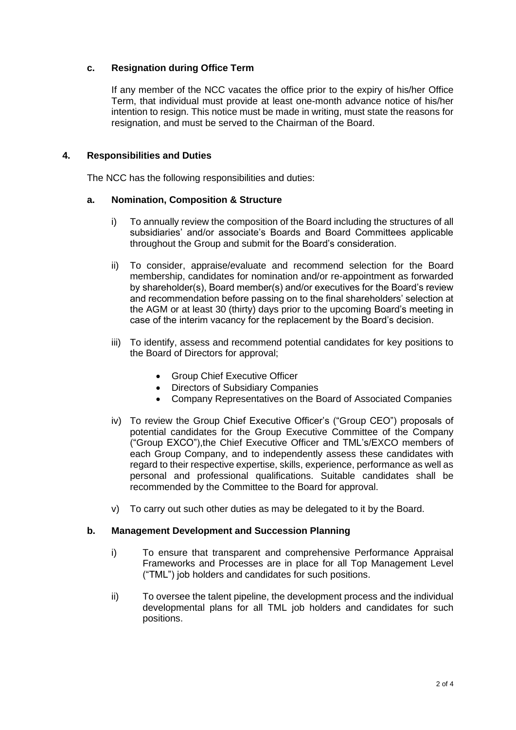### c. Resignation during Office Term

If any member of the NCC vacates the office prior to the expiry of his/her Office Term, that individual must provide at least one-month advance notice of his/her intention to resign. This notice must be made in writing, must state the reasons for resignation, and must be served to the Chairman of the Board.

## 4. Responsibilities and Duties

The NCC has the following responsibilities and duties:

### a. Nomination, Composition & Structure

i) To annually review the composition of the Board including the structures of all subsidiaries' and/or associate's Boards and Board Committees applicable throughout the Group and submit for the Board's consideration.

ii) To consider, appraise/evaluate and recommend selection for the Board membership, candidates for nomination and/or re-appointment as forwarded by shareholder(s), Board member(s) and/or executives for the Board's review and recommendation before passing on to the final shareholders' selection at the AGM or at least 30 (thirty) days prior to the upcoming Board's meeting in case of the interim vacancy for the replacement by the Board's decision.

iii) To identify, assess and recommend potential candidates for key positions to the Board of Directors for approval;

- Group Chief Executive Officer
- Directors of Subsidiary Companies
- Company Representatives on the Board of Associated Companies

iv) To review the Group Chief Executive Officer's ("Group CEO") proposals of potential candidates for the Group Executive Committee of the Company ("Group EXCO"),the Chief Executive Officer and TML's/EXCO members of each Group Company, and to independently assess these candidates with regard to their respective expertise, skills, experience, performance as well as personal and professional qualifications. Suitable candidates shall be recommended by the Committee to the Board for approval.

v) To carry out such other duties as may be delegated to it by the Board.

### b. Management Development and Succession Planning

i) To ensure that transparent and comprehensive Performance Appraisal Frameworks and Processes are in place for all Top Management Level ("TML") job holders and candidates for such positions.

ii) To oversee the talent pipeline, the development process and the individual developmental plans for all TML job holders and candidates for such positions.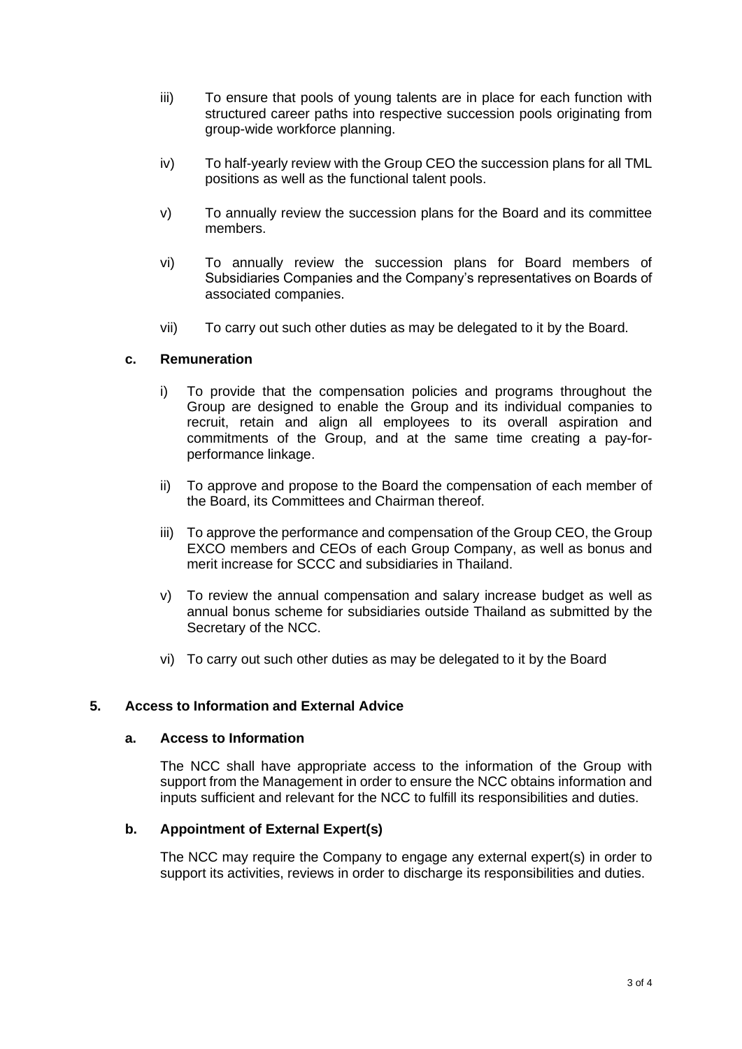iii) To ensure that pools of young talents are in place for each function with structured career paths into respective succession pools originating from group-wide workforce planning.

iv) To half-yearly review with the Group CEO the succession plans for all TML positions as well as the functional talent pools.

v) To annually review the succession plans for the Board and its committee members.

vi) To annually review the succession plans for Board members of Subsidiaries Companies and the Company's representatives on Boards of associated companies.

vii) To carry out such other duties as may be delegated to it by the Board.

**c. Remuneration**

i) To provide that the compensation policies and programs throughout the Group are designed to enable the Group and its individual companies to recruit, retain and align all employees to its overall aspiration and commitments of the Group, and at the same time creating a pay-for-performance linkage.

ii) To approve and propose to the Board the compensation of each member of the Board, its Committees and Chairman thereof.

iii) To approve the performance and compensation of the Group CEO, the Group EXCO members and CEOs of each Group Company, as well as bonus and merit increase for SCCC and subsidiaries in Thailand.

v) To review the annual compensation and salary increase budget as well as annual bonus scheme for subsidiaries outside Thailand as submitted by the Secretary of the NCC.

vi) To carry out such other duties as may be delegated to it by the Board

## 5. Access to Information and External Advice

**a. Access to Information**

The NCC shall have appropriate access to the information of the Group with support from the Management in order to ensure the NCC obtains information and inputs sufficient and relevant for the NCC to fulfill its responsibilities and duties.

**b. Appointment of External Expert(s)**

The NCC may require the Company to engage any external expert(s) in order to support its activities, reviews in order to discharge its responsibilities and duties.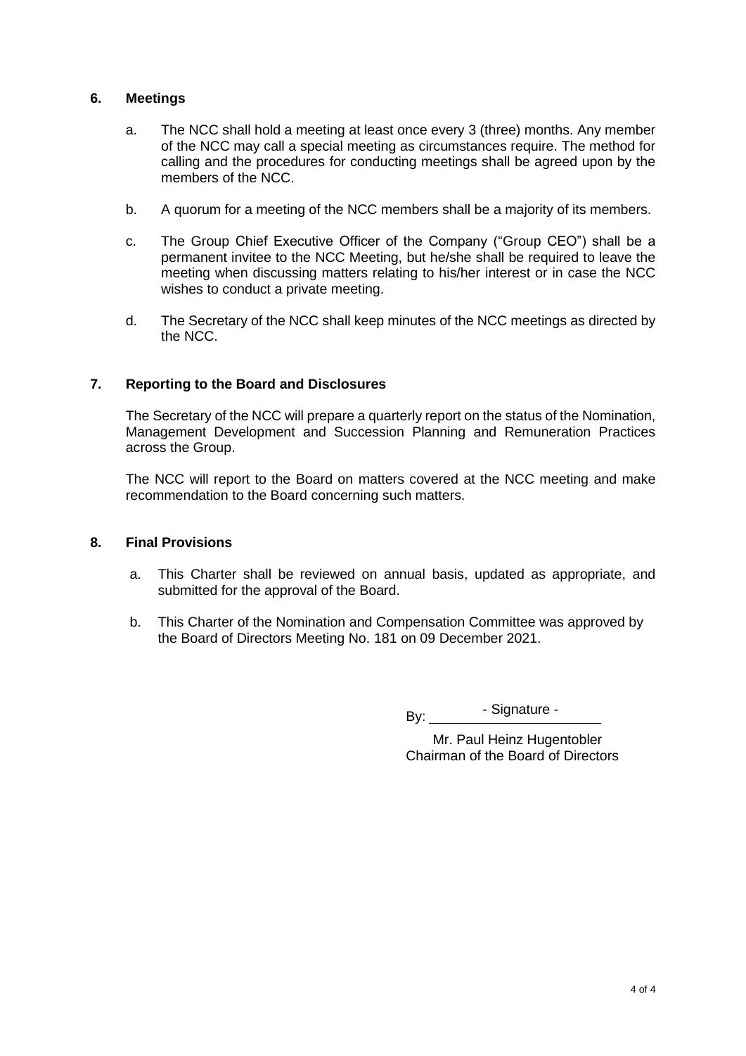## 6. Meetings

a. The NCC shall hold a meeting at least once every 3 (three) months. Any member of the NCC may call a special meeting as circumstances require. The method for calling and the procedures for conducting meetings shall be agreed upon by the members of the NCC.

b. A quorum for a meeting of the NCC members shall be a majority of its members.

c. The Group Chief Executive Officer of the Company ("Group CEO") shall be a permanent invitee to the NCC Meeting, but he/she shall be required to leave the meeting when discussing matters relating to his/her interest or in case the NCC wishes to conduct a private meeting.

d. The Secretary of the NCC shall keep minutes of the NCC meetings as directed by the NCC.

## 7. Reporting to the Board and Disclosures

The Secretary of the NCC will prepare a quarterly report on the status of the Nomination, Management Development and Succession Planning and Remuneration Practices across the Group.

The NCC will report to the Board on matters covered at the NCC meeting and make recommendation to the Board concerning such matters.

## 8. Final Provisions

a. This Charter shall be reviewed on annual basis, updated as appropriate, and submitted for the approval of the Board.

b. This Charter of the Nomination and Compensation Committee was approved by the Board of Directors Meeting No. 181 on 09 December 2021.

By: - Signature -

Mr. Paul Heinz Hugentobler
Chairman of the Board of Directors